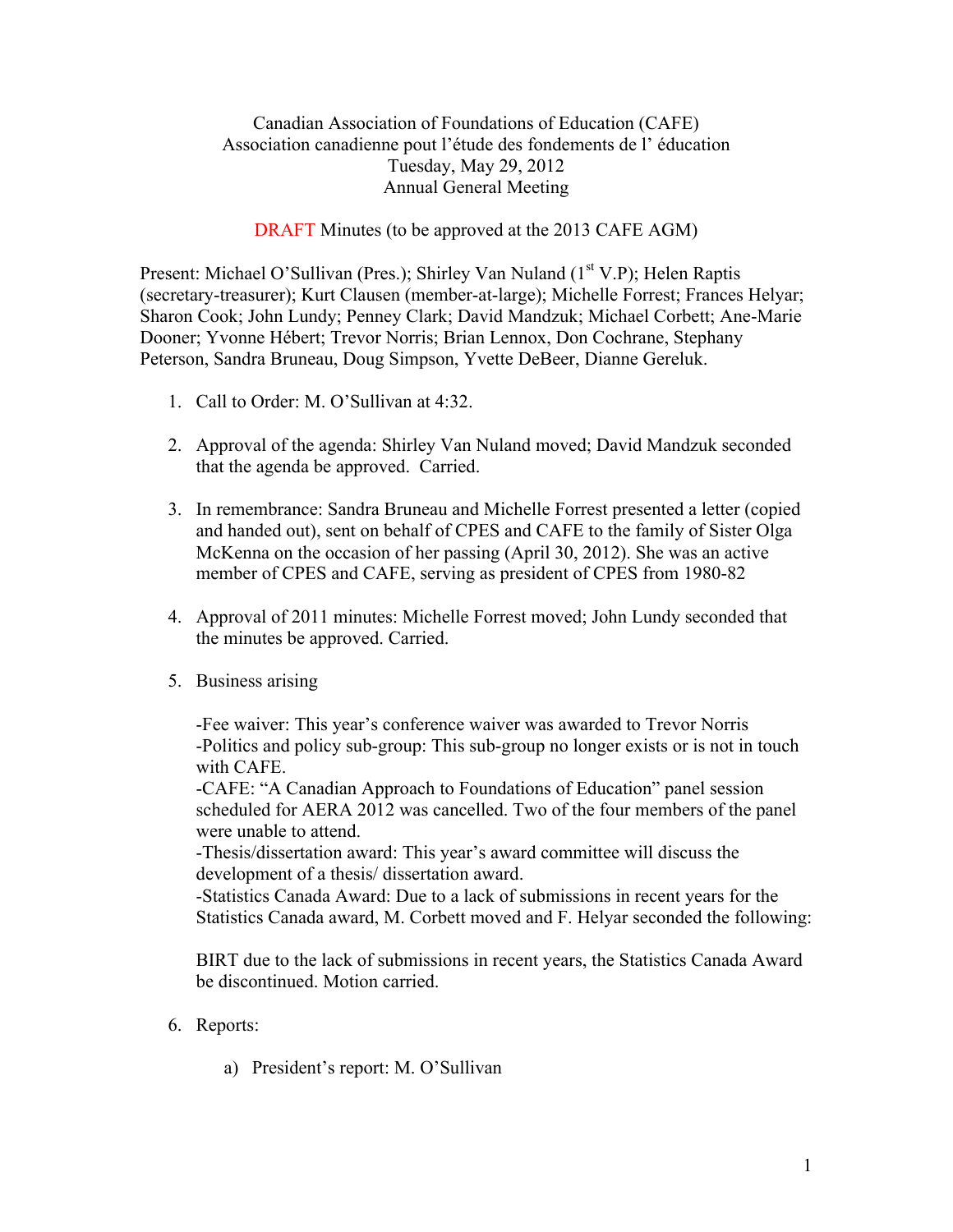Canadian Association of Foundations of Education (CAFE)
Association canadienne pout l'étude des fondements de l' éducation
Tuesday, May 29, 2012
Annual General Meeting

DRAFT Minutes (to be approved at the 2013 CAFE AGM)

Present: Michael O'Sullivan (Pres.); Shirley Van Nuland (1st V.P); Helen Raptis (secretary-treasurer); Kurt Clausen (member-at-large); Michelle Forrest; Frances Helyar; Sharon Cook; John Lundy; Penney Clark; David Mandzuk; Michael Corbett; Ane-Marie Dooner; Yvonne Hébert; Trevor Norris; Brian Lennox, Don Cochrane, Stephany Peterson, Sandra Bruneau, Doug Simpson, Yvette DeBeer, Dianne Gereluk.

1. Call to Order: M. O'Sullivan at 4:32.

2. Approval of the agenda: Shirley Van Nuland moved; David Mandzuk seconded that the agenda be approved. Carried.

3. In remembrance: Sandra Bruneau and Michelle Forrest presented a letter (copied and handed out), sent on behalf of CPES and CAFE to the family of Sister Olga McKenna on the occasion of her passing (April 30, 2012). She was an active member of CPES and CAFE, serving as president of CPES from 1980-82

4. Approval of 2011 minutes: Michelle Forrest moved; John Lundy seconded that the minutes be approved. Carried.

5. Business arising

   -Fee waiver: This year's conference waiver was awarded to Trevor Norris
   -Politics and policy sub-group: This sub-group no longer exists or is not in touch with CAFE.
   -CAFE: "A Canadian Approach to Foundations of Education" panel session scheduled for AERA 2012 was cancelled. Two of the four members of the panel were unable to attend.
   -Thesis/dissertation award: This year's award committee will discuss the development of a thesis/ dissertation award.
   -Statistics Canada Award: Due to a lack of submissions in recent years for the Statistics Canada award, M. Corbett moved and F. Helyar seconded the following:

   BIRT due to the lack of submissions in recent years, the Statistics Canada Award be discontinued. Motion carried.

6. Reports:

   a) President's report: M. O'Sullivan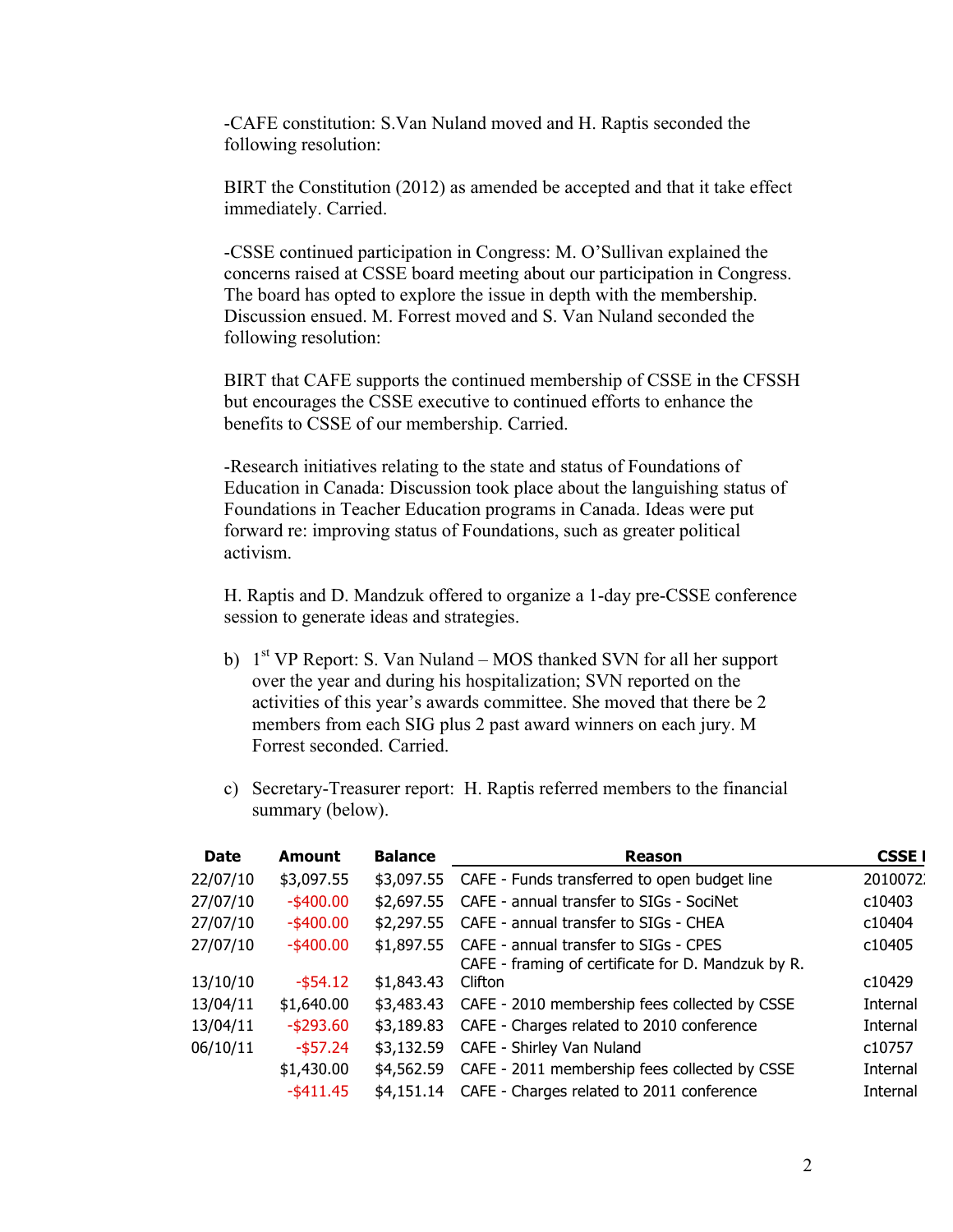-CAFE constitution: S.Van Nuland moved and H. Raptis seconded the following resolution:

BIRT the Constitution (2012) as amended be accepted and that it take effect immediately. Carried.

-CSSE continued participation in Congress: M. O'Sullivan explained the concerns raised at CSSE board meeting about our participation in Congress. The board has opted to explore the issue in depth with the membership. Discussion ensued. M. Forrest moved and S. Van Nuland seconded the following resolution:

BIRT that CAFE supports the continued membership of CSSE in the CFSSH but encourages the CSSE executive to continued efforts to enhance the benefits to CSSE of our membership. Carried.

-Research initiatives relating to the state and status of Foundations of Education in Canada: Discussion took place about the languishing status of Foundations in Teacher Education programs in Canada. Ideas were put forward re: improving status of Foundations, such as greater political activism.

H. Raptis and D. Mandzuk offered to organize a 1-day pre-CSSE conference session to generate ideas and strategies.

b) 1st VP Report: S. Van Nuland – MOS thanked SVN for all her support over the year and during his hospitalization; SVN reported on the activities of this year's awards committee. She moved that there be 2 members from each SIG plus 2 past award winners on each jury. M Forrest seconded. Carried.

c) Secretary-Treasurer report: H. Raptis referred members to the financial summary (below).

| Date | Amount | Balance | Reason | CSSE I |
|---|---|---|---|---|
| 22/07/10 | $3,097.55 | $3,097.55 | CAFE - Funds transferred to open budget line | 2010072 |
| 27/07/10 | -$400.00 | $2,697.55 | CAFE - annual transfer to SIGs - SociNet | c10403 |
| 27/07/10 | -$400.00 | $2,297.55 | CAFE - annual transfer to SIGs - CHEA | c10404 |
| 27/07/10 | -$400.00 | $1,897.55 | CAFE - annual transfer to SIGs - CPES | c10405 |
| 13/10/10 | -$54.12 | $1,843.43 | CAFE - framing of certificate for D. Mandzuk by R. Clifton | c10429 |
| 13/04/11 | $1,640.00 | $3,483.43 | CAFE - 2010 membership fees collected by CSSE | Internal |
| 13/04/11 | -$293.60 | $3,189.83 | CAFE - Charges related to 2010 conference | Internal |
| 06/10/11 | -$57.24 | $3,132.59 | CAFE - Shirley Van Nuland | c10757 |
| | $1,430.00 | $4,562.59 | CAFE - 2011 membership fees collected by CSSE | Internal |
| | -$411.45 | $4,151.14 | CAFE - Charges related to 2011 conference | Internal |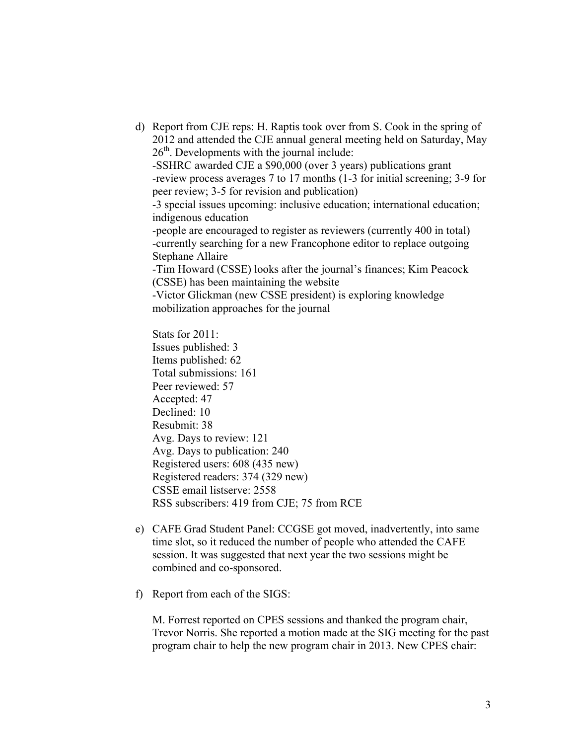d) Report from CJE reps: H. Raptis took over from S. Cook in the spring of 2012 and attended the CJE annual general meeting held on Saturday, May 26th. Developments with the journal include:

   -SSHRC awarded CJE a $90,000 (over 3 years) publications grant
   -review process averages 7 to 17 months (1-3 for initial screening; 3-9 for peer review; 3-5 for revision and publication)
   -3 special issues upcoming: inclusive education; international education; indigenous education
   -people are encouraged to register as reviewers (currently 400 in total)
   -currently searching for a new Francophone editor to replace outgoing Stephane Allaire
   -Tim Howard (CSSE) looks after the journal's finances; Kim Peacock (CSSE) has been maintaining the website
   -Victor Glickman (new CSSE president) is exploring knowledge mobilization approaches for the journal

   Stats for 2011:
   Issues published: 3
   Items published: 62
   Total submissions: 161
   Peer reviewed: 57
   Accepted: 47
   Declined: 10
   Resubmit: 38
   Avg. Days to review: 121
   Avg. Days to publication: 240
   Registered users: 608 (435 new)
   Registered readers: 374 (329 new)
   CSSE email listserve: 2558
   RSS subscribers: 419 from CJE; 75 from RCE

e) CAFE Grad Student Panel: CCGSE got moved, inadvertently, into same time slot, so it reduced the number of people who attended the CAFE session. It was suggested that next year the two sessions might be combined and co-sponsored.

f) Report from each of the SIGS:

   M. Forrest reported on CPES sessions and thanked the program chair, Trevor Norris. She reported a motion made at the SIG meeting for the past program chair to help the new program chair in 2013. New CPES chair: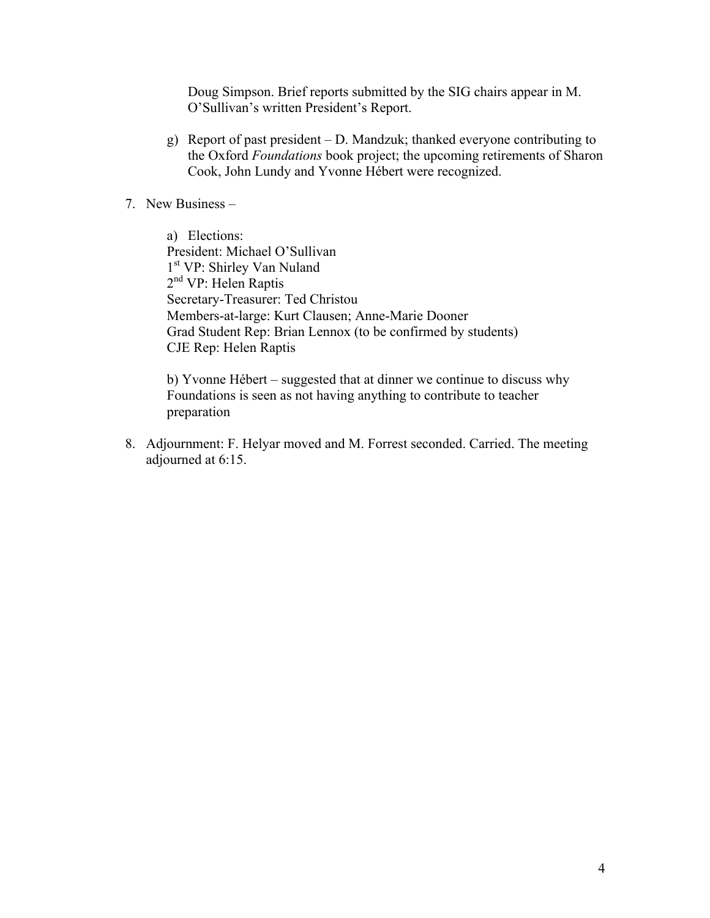Doug Simpson. Brief reports submitted by the SIG chairs appear in M. O'Sullivan's written President's Report.

g) Report of past president – D. Mandzuk; thanked everyone contributing to the Oxford *Foundations* book project; the upcoming retirements of Sharon Cook, John Lundy and Yvonne Hébert were recognized.

7. New Business –

   a) Elections:
   President: Michael O'Sullivan
   1st VP: Shirley Van Nuland
   2nd VP: Helen Raptis
   Secretary-Treasurer: Ted Christou
   Members-at-large: Kurt Clausen; Anne-Marie Dooner
   Grad Student Rep: Brian Lennox (to be confirmed by students)
   CJE Rep: Helen Raptis

   b) Yvonne Hébert – suggested that at dinner we continue to discuss why Foundations is seen as not having anything to contribute to teacher preparation

8. Adjournment: F. Helyar moved and M. Forrest seconded. Carried. The meeting adjourned at 6:15.